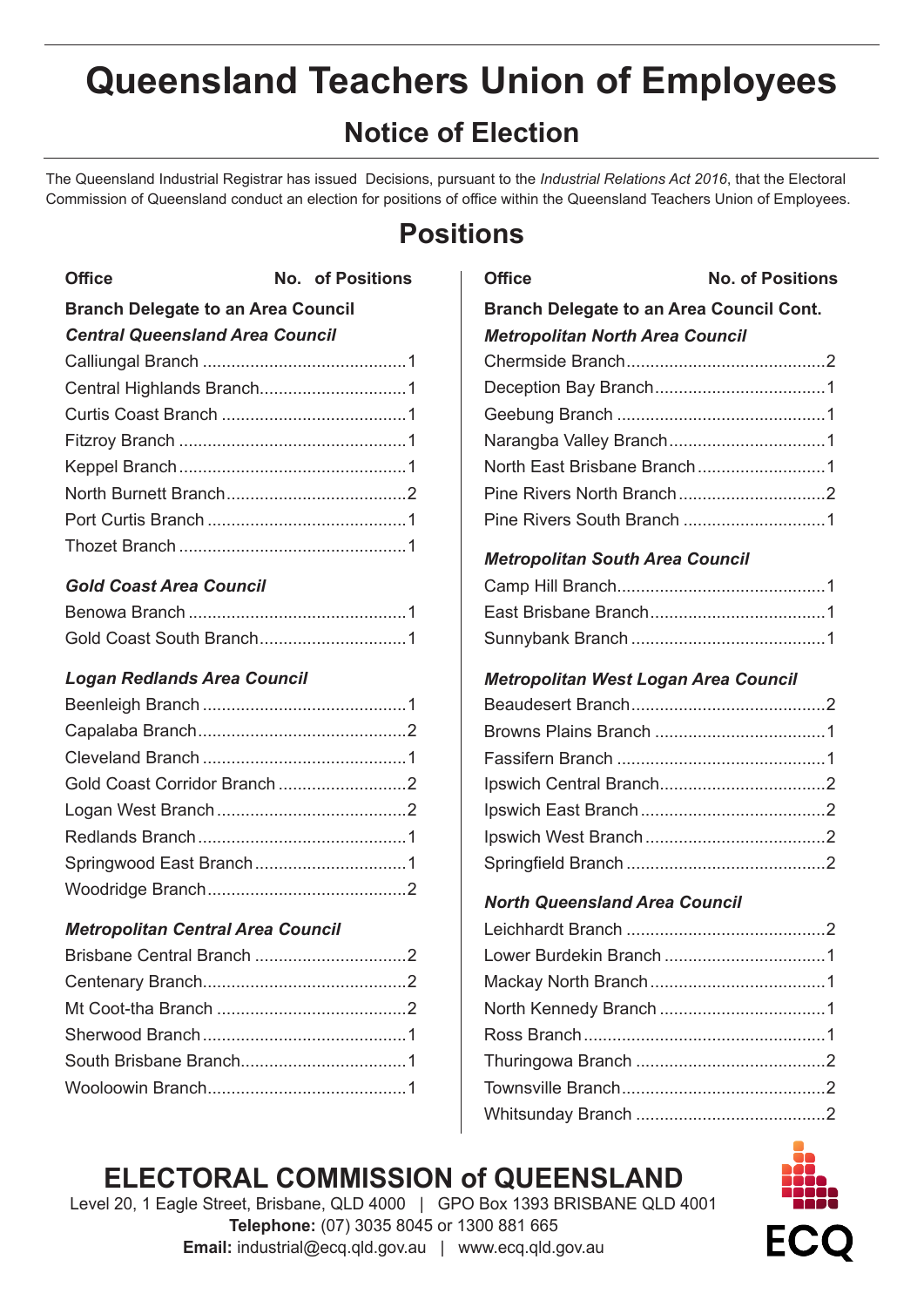# Queensland Teachers Union of Employees

## Notice of Election

The Queensland Industrial Registrar has issued Decisions, pursuant to the *Industrial Relations Act 2016*, that the Electoral Commission of Queensland conduct an election for positions of office within the Queensland Teachers Union of Employees.

## Positions

| Office | No. of Positions |
|---|---|
| **Branch Delegate to an Area Council** | |
| ***Central Queensland Area Council*** | |
| Calliungal Branch | 1 |
| Central Highlands Branch | 1 |
| Curtis Coast Branch | 1 |
| Fitzroy Branch | 1 |
| Keppel Branch | 1 |
| North Burnett Branch | 2 |
| Port Curtis Branch | 1 |
| Thozet Branch | 1 |
| ***Gold Coast Area Council*** | |
| Benowa Branch | 1 |
| Gold Coast South Branch | 1 |
| ***Logan Redlands Area Council*** | |
| Beenleigh Branch | 1 |
| Capalaba Branch | 2 |
| Cleveland Branch | 1 |
| Gold Coast Corridor Branch | 2 |
| Logan West Branch | 2 |
| Redlands Branch | 1 |
| Springwood East Branch | 1 |
| Woodridge Branch | 2 |
| ***Metropolitan Central Area Council*** | |
| Brisbane Central Branch | 2 |
| Centenary Branch | 2 |
| Mt Coot-tha Branch | 2 |
| Sherwood Branch | 1 |
| South Brisbane Branch | 1 |
| Wooloowin Branch | 1 |

| Office | No. of Positions |
|---|---|
| **Branch Delegate to an Area Council Cont.** | |
| ***Metropolitan North Area Council*** | |
| Chermside Branch | 2 |
| Deception Bay Branch | 1 |
| Geebung Branch | 1 |
| Narangba Valley Branch | 1 |
| North East Brisbane Branch | 1 |
| Pine Rivers North Branch | 2 |
| Pine Rivers South Branch | 1 |
| ***Metropolitan South Area Council*** | |
| Camp Hill Branch | 1 |
| East Brisbane Branch | 1 |
| Sunnybank Branch | 1 |
| ***Metropolitan West Logan Area Council*** | |
| Beaudesert Branch | 2 |
| Browns Plains Branch | 1 |
| Fassifern Branch | 1 |
| Ipswich Central Branch | 2 |
| Ipswich East Branch | 2 |
| Ipswich West Branch | 2 |
| Springfield Branch | 2 |
| ***North Queensland Area Council*** | |
| Leichhardt Branch | 2 |
| Lower Burdekin Branch | 1 |
| Mackay North Branch | 1 |
| North Kennedy Branch | 1 |
| Ross Branch | 1 |
| Thuringowa Branch | 2 |
| Townsville Branch | 2 |
| Whitsunday Branch | 2 |

**ELECTORAL COMMISSION of QUEENSLAND**

Level 20, 1 Eagle Street, Brisbane, QLD 4000 | GPO Box 1393 BRISBANE QLD 4001

**Telephone:** (07) 3035 8045 or 1300 881 665

**Email:** industrial@ecq.qld.gov.au | www.ecq.qld.gov.au

ECQ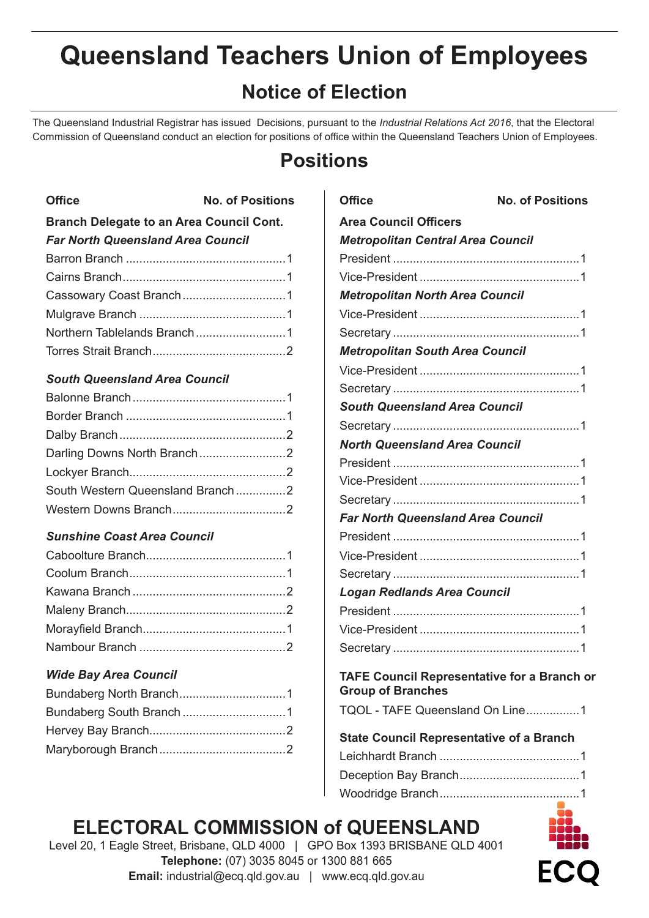# Queensland Teachers Union of Employees

## Notice of Election

The Queensland Industrial Registrar has issued Decisions, pursuant to the *Industrial Relations Act 2016*, that the Electoral Commission of Queensland conduct an election for positions of office within the Queensland Teachers Union of Employees.

## Positions

| Office | No. of Positions |
|---|---|
| **Branch Delegate to an Area Council Cont.** | |
| ***Far North Queensland Area Council*** | |
| Barron Branch | 1 |
| Cairns Branch | 1 |
| Cassowary Coast Branch | 1 |
| Mulgrave Branch | 1 |
| Northern Tablelands Branch | 1 |
| Torres Strait Branch | 2 |
| ***South Queensland Area Council*** | |
| Balonne Branch | 1 |
| Border Branch | 1 |
| Dalby Branch | 2 |
| Darling Downs North Branch | 2 |
| Lockyer Branch | 2 |
| South Western Queensland Branch | 2 |
| Western Downs Branch | 2 |
| ***Sunshine Coast Area Council*** | |
| Caboolture Branch | 1 |
| Coolum Branch | 1 |
| Kawana Branch | 2 |
| Maleny Branch | 2 |
| Morayfield Branch | 1 |
| Nambour Branch | 2 |
| ***Wide Bay Area Council*** | |
| Bundaberg North Branch | 1 |
| Bundaberg South Branch | 1 |
| Hervey Bay Branch | 2 |
| Maryborough Branch | 2 |

| Office | No. of Positions |
|---|---|
| **Area Council Officers** | |
| ***Metropolitan Central Area Council*** | |
| President | 1 |
| Vice-President | 1 |
| ***Metropolitan North Area Council*** | |
| Vice-President | 1 |
| Secretary | 1 |
| ***Metropolitan South Area Council*** | |
| Vice-President | 1 |
| Secretary | 1 |
| ***South Queensland Area Council*** | |
| Secretary | 1 |
| ***North Queensland Area Council*** | |
| President | 1 |
| Vice-President | 1 |
| Secretary | 1 |
| ***Far North Queensland Area Council*** | |
| President | 1 |
| Vice-President | 1 |
| Secretary | 1 |
| ***Logan Redlands Area Council*** | |
| President | 1 |
| Vice-President | 1 |
| Secretary | 1 |
| **TAFE Council Representative for a Branch or Group of Branches** | |
| TQOL - TAFE Queensland On Line | 1 |
| **State Council Representative of a Branch** | |
| Leichhardt Branch | 1 |
| Deception Bay Branch | 1 |
| Woodridge Branch | 1 |

## ELECTORAL COMMISSION of QUEENSLAND

Level 20, 1 Eagle Street, Brisbane, QLD 4000 | GPO Box 1393 BRISBANE QLD 4001
**Telephone:** (07) 3035 8045 or 1300 881 665
**Email:** industrial@ecq.qld.gov.au | www.ecq.qld.gov.au

ECQ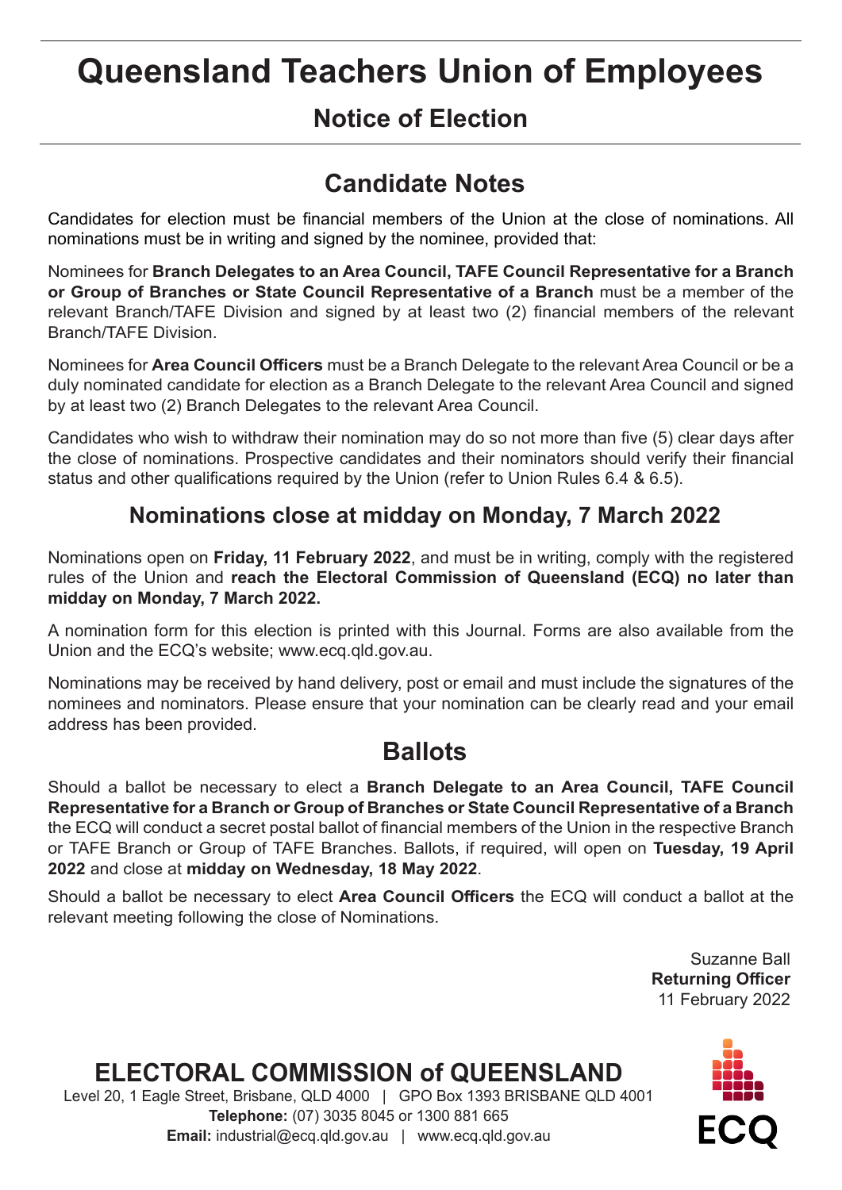# Queensland Teachers Union of Employees

## Notice of Election

## Candidate Notes

Candidates for election must be financial members of the Union at the close of nominations. All nominations must be in writing and signed by the nominee, provided that:

Nominees for **Branch Delegates to an Area Council, TAFE Council Representative for a Branch or Group of Branches or State Council Representative of a Branch** must be a member of the relevant Branch/TAFE Division and signed by at least two (2) financial members of the relevant Branch/TAFE Division.

Nominees for **Area Council Officers** must be a Branch Delegate to the relevant Area Council or be a duly nominated candidate for election as a Branch Delegate to the relevant Area Council and signed by at least two (2) Branch Delegates to the relevant Area Council.

Candidates who wish to withdraw their nomination may do so not more than five (5) clear days after the close of nominations. Prospective candidates and their nominators should verify their financial status and other qualifications required by the Union (refer to Union Rules 6.4 & 6.5).

### Nominations close at midday on Monday, 7 March 2022

Nominations open on **Friday, 11 February 2022**, and must be in writing, comply with the registered rules of the Union and **reach the Electoral Commission of Queensland (ECQ) no later than midday on Monday, 7 March 2022.**

A nomination form for this election is printed with this Journal. Forms are also available from the Union and the ECQ's website; www.ecq.qld.gov.au.

Nominations may be received by hand delivery, post or email and must include the signatures of the nominees and nominators. Please ensure that your nomination can be clearly read and your email address has been provided.

## Ballots

Should a ballot be necessary to elect a **Branch Delegate to an Area Council, TAFE Council Representative for a Branch or Group of Branches or State Council Representative of a Branch** the ECQ will conduct a secret postal ballot of financial members of the Union in the respective Branch or TAFE Branch or Group of TAFE Branches. Ballots, if required, will open on **Tuesday, 19 April 2022** and close at **midday on Wednesday, 18 May 2022**.

Should a ballot be necessary to elect **Area Council Officers** the ECQ will conduct a ballot at the relevant meeting following the close of Nominations.

Suzanne Ball
**Returning Officer**
11 February 2022

**ELECTORAL COMMISSION of QUEENSLAND**

Level 20, 1 Eagle Street, Brisbane, QLD 4000 | GPO Box 1393 BRISBANE QLD 4001
**Telephone:** (07) 3035 8045 or 1300 881 665
**Email:** industrial@ecq.qld.gov.au | www.ecq.qld.gov.au

ECQ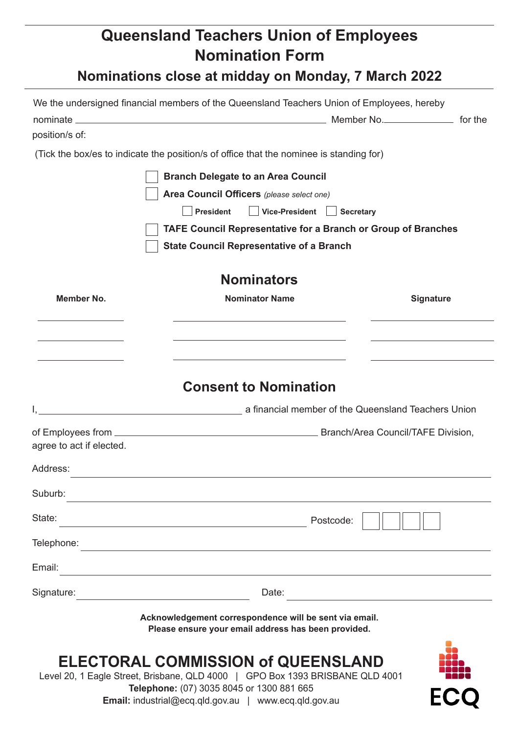# Queensland Teachers Union of Employees Nomination Form

## Nominations close at midday on Monday, 7 March 2022

We the undersigned financial members of the Queensland Teachers Union of Employees, hereby nominate ______________________________ Member No.____________ for the position/s of:

(Tick the box/es to indicate the position/s of office that the nominee is standing for)

- ☐ **Branch Delegate to an Area Council**
- ☐ **Area Council Officers** *(please select one)*
  - ☐ **President** ☐ **Vice-President** ☐ **Secretary**
- ☐ **TAFE Council Representative for a Branch or Group of Branches**
- ☐ **State Council Representative of a Branch**

## Nominators

| Member No. | Nominator Name | Signature |
|---|---|---|
| | | |
| | | |
| | | |

## Consent to Nomination

I, ______________________________ a financial member of the Queensland Teachers Union of Employees from ______________________________ Branch/Area Council/TAFE Division, agree to act if elected.

Address: ______________________________

Suburb: ______________________________

State: ______________________________ Postcode: ☐☐☐☐

Telephone: ______________________________

Email: ______________________________

Signature: ____________________ Date: ____________________

**Acknowledgement correspondence will be sent via email.**
**Please ensure your email address has been provided.**

## ELECTORAL COMMISSION of QUEENSLAND

Level 20, 1 Eagle Street, Brisbane, QLD 4000 | GPO Box 1393 BRISBANE QLD 4001

**Telephone:** (07) 3035 8045 or 1300 881 665

**Email:** industrial@ecq.qld.gov.au | www.ecq.qld.gov.au

ECQ